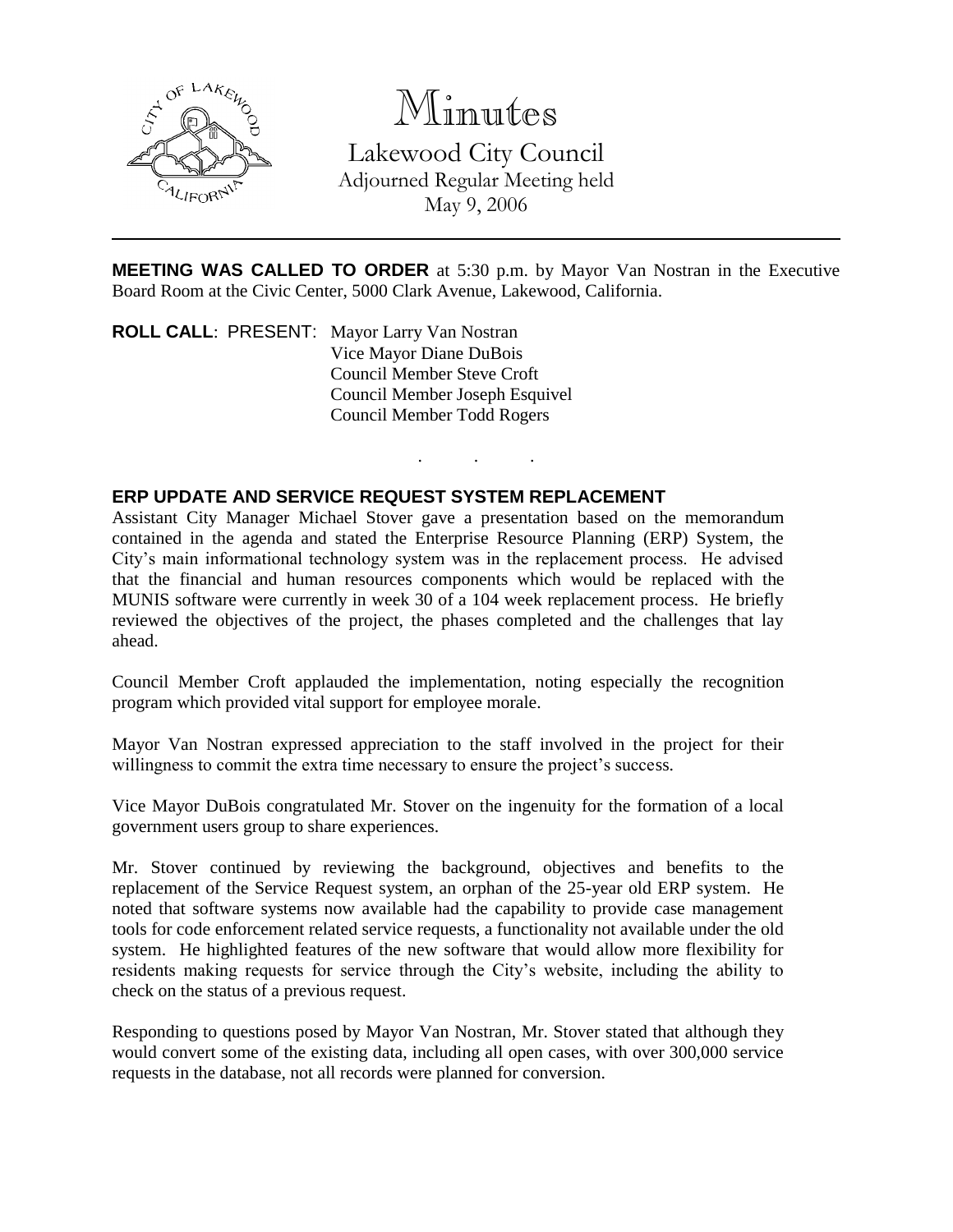# Minutes

Lakewood City Council
Adjourned Regular Meeting held
May 9, 2006

---

**MEETING WAS CALLED TO ORDER** at 5:30 p.m. by Mayor Van Nostran in the Executive Board Room at the Civic Center, 5000 Clark Avenue, Lakewood, California.

**ROLL CALL**: PRESENT: Mayor Larry Van Nostran
Vice Mayor Diane DuBois
Council Member Steve Croft
Council Member Joseph Esquivel
Council Member Todd Rogers

. . .

**ERP UPDATE AND SERVICE REQUEST SYSTEM REPLACEMENT**

Assistant City Manager Michael Stover gave a presentation based on the memorandum contained in the agenda and stated the Enterprise Resource Planning (ERP) System, the City's main informational technology system was in the replacement process. He advised that the financial and human resources components which would be replaced with the MUNIS software were currently in week 30 of a 104 week replacement process. He briefly reviewed the objectives of the project, the phases completed and the challenges that lay ahead.

Council Member Croft applauded the implementation, noting especially the recognition program which provided vital support for employee morale.

Mayor Van Nostran expressed appreciation to the staff involved in the project for their willingness to commit the extra time necessary to ensure the project's success.

Vice Mayor DuBois congratulated Mr. Stover on the ingenuity for the formation of a local government users group to share experiences.

Mr. Stover continued by reviewing the background, objectives and benefits to the replacement of the Service Request system, an orphan of the 25-year old ERP system. He noted that software systems now available had the capability to provide case management tools for code enforcement related service requests, a functionality not available under the old system. He highlighted features of the new software that would allow more flexibility for residents making requests for service through the City's website, including the ability to check on the status of a previous request.

Responding to questions posed by Mayor Van Nostran, Mr. Stover stated that although they would convert some of the existing data, including all open cases, with over 300,000 service requests in the database, not all records were planned for conversion.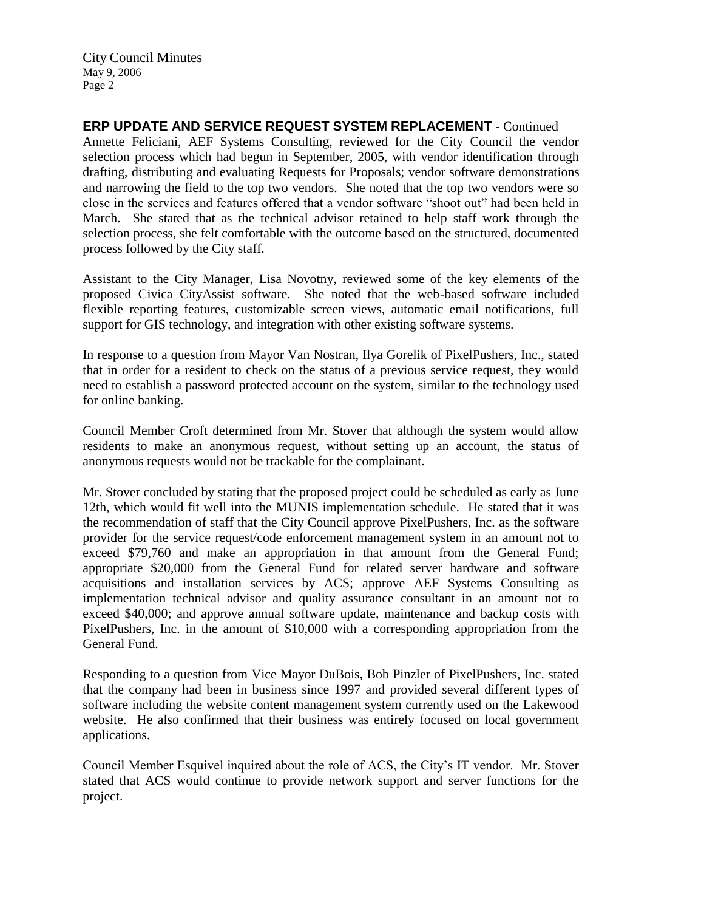**ERP UPDATE AND SERVICE REQUEST SYSTEM REPLACEMENT** - Continued

Annette Feliciani, AEF Systems Consulting, reviewed for the City Council the vendor selection process which had begun in September, 2005, with vendor identification through drafting, distributing and evaluating Requests for Proposals; vendor software demonstrations and narrowing the field to the top two vendors. She noted that the top two vendors were so close in the services and features offered that a vendor software "shoot out" had been held in March. She stated that as the technical advisor retained to help staff work through the selection process, she felt comfortable with the outcome based on the structured, documented process followed by the City staff.

Assistant to the City Manager, Lisa Novotny, reviewed some of the key elements of the proposed Civica CityAssist software. She noted that the web-based software included flexible reporting features, customizable screen views, automatic email notifications, full support for GIS technology, and integration with other existing software systems.

In response to a question from Mayor Van Nostran, Ilya Gorelik of PixelPushers, Inc., stated that in order for a resident to check on the status of a previous service request, they would need to establish a password protected account on the system, similar to the technology used for online banking.

Council Member Croft determined from Mr. Stover that although the system would allow residents to make an anonymous request, without setting up an account, the status of anonymous requests would not be trackable for the complainant.

Mr. Stover concluded by stating that the proposed project could be scheduled as early as June 12th, which would fit well into the MUNIS implementation schedule. He stated that it was the recommendation of staff that the City Council approve PixelPushers, Inc. as the software provider for the service request/code enforcement management system in an amount not to exceed $79,760 and make an appropriation in that amount from the General Fund; appropriate $20,000 from the General Fund for related server hardware and software acquisitions and installation services by ACS; approve AEF Systems Consulting as implementation technical advisor and quality assurance consultant in an amount not to exceed $40,000; and approve annual software update, maintenance and backup costs with PixelPushers, Inc. in the amount of $10,000 with a corresponding appropriation from the General Fund.

Responding to a question from Vice Mayor DuBois, Bob Pinzler of PixelPushers, Inc. stated that the company had been in business since 1997 and provided several different types of software including the website content management system currently used on the Lakewood website. He also confirmed that their business was entirely focused on local government applications.

Council Member Esquivel inquired about the role of ACS, the City's IT vendor. Mr. Stover stated that ACS would continue to provide network support and server functions for the project.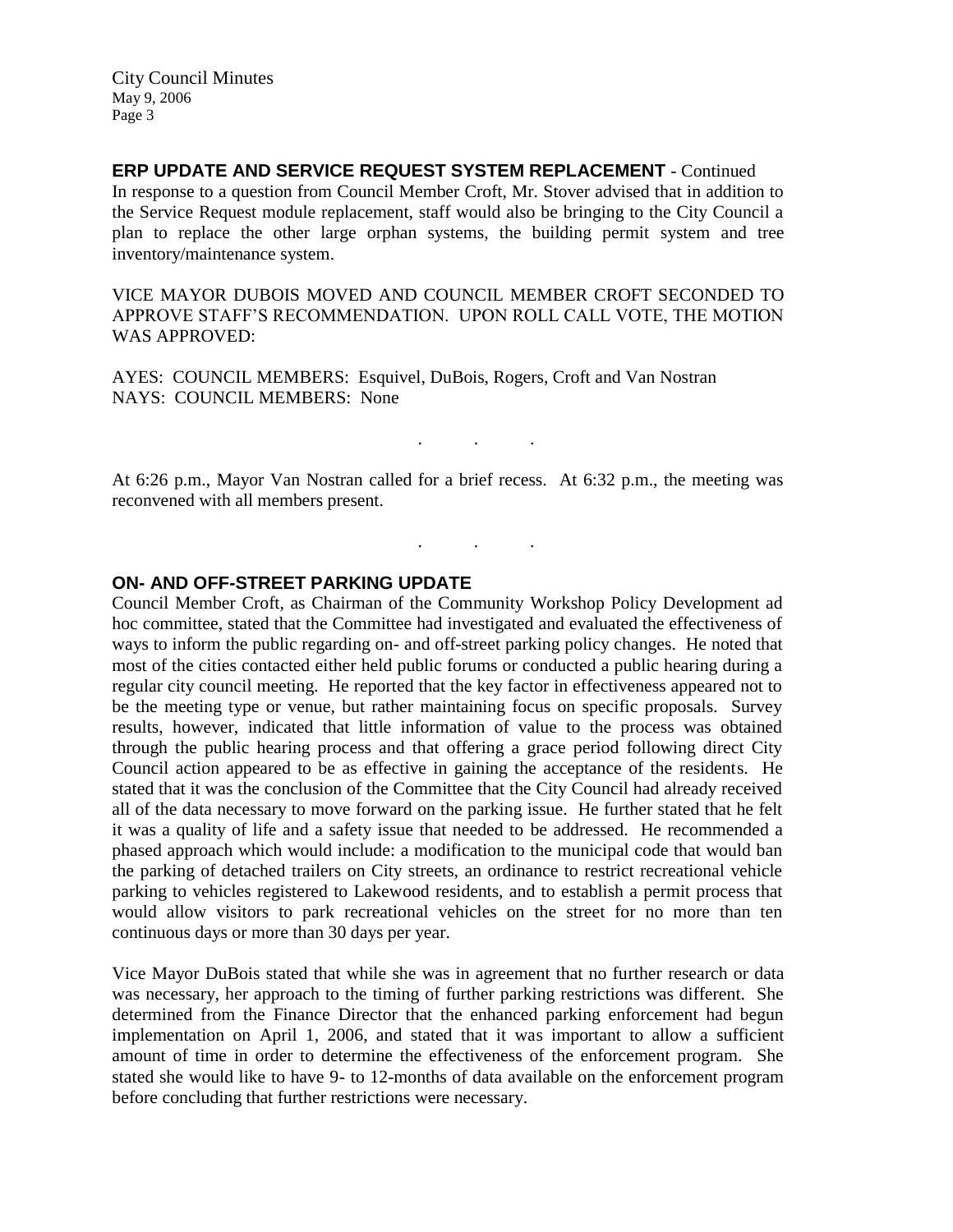## ERP UPDATE AND SERVICE REQUEST SYSTEM REPLACEMENT - Continued

In response to a question from Council Member Croft, Mr. Stover advised that in addition to the Service Request module replacement, staff would also be bringing to the City Council a plan to replace the other large orphan systems, the building permit system and tree inventory/maintenance system.

VICE MAYOR DUBOIS MOVED AND COUNCIL MEMBER CROFT SECONDED TO APPROVE STAFF'S RECOMMENDATION. UPON ROLL CALL VOTE, THE MOTION WAS APPROVED:

AYES: COUNCIL MEMBERS: Esquivel, DuBois, Rogers, Croft and Van Nostran
NAYS: COUNCIL MEMBERS: None

. . .

At 6:26 p.m., Mayor Van Nostran called for a brief recess. At 6:32 p.m., the meeting was reconvened with all members present.

. . .

## ON- AND OFF-STREET PARKING UPDATE

Council Member Croft, as Chairman of the Community Workshop Policy Development ad hoc committee, stated that the Committee had investigated and evaluated the effectiveness of ways to inform the public regarding on- and off-street parking policy changes. He noted that most of the cities contacted either held public forums or conducted a public hearing during a regular city council meeting. He reported that the key factor in effectiveness appeared not to be the meeting type or venue, but rather maintaining focus on specific proposals. Survey results, however, indicated that little information of value to the process was obtained through the public hearing process and that offering a grace period following direct City Council action appeared to be as effective in gaining the acceptance of the residents. He stated that it was the conclusion of the Committee that the City Council had already received all of the data necessary to move forward on the parking issue. He further stated that he felt it was a quality of life and a safety issue that needed to be addressed. He recommended a phased approach which would include: a modification to the municipal code that would ban the parking of detached trailers on City streets, an ordinance to restrict recreational vehicle parking to vehicles registered to Lakewood residents, and to establish a permit process that would allow visitors to park recreational vehicles on the street for no more than ten continuous days or more than 30 days per year.

Vice Mayor DuBois stated that while she was in agreement that no further research or data was necessary, her approach to the timing of further parking restrictions was different. She determined from the Finance Director that the enhanced parking enforcement had begun implementation on April 1, 2006, and stated that it was important to allow a sufficient amount of time in order to determine the effectiveness of the enforcement program. She stated she would like to have 9- to 12-months of data available on the enforcement program before concluding that further restrictions were necessary.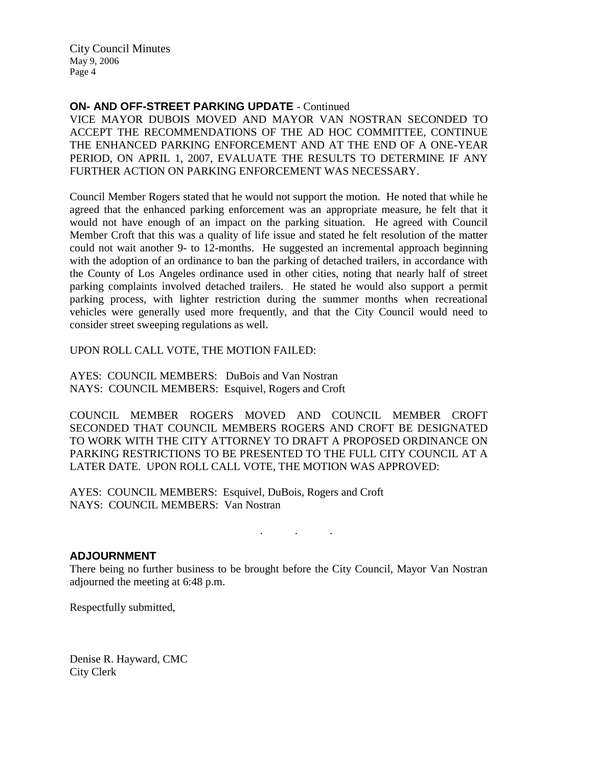**ON- AND OFF-STREET PARKING UPDATE** - Continued

VICE MAYOR DUBOIS MOVED AND MAYOR VAN NOSTRAN SECONDED TO ACCEPT THE RECOMMENDATIONS OF THE AD HOC COMMITTEE, CONTINUE THE ENHANCED PARKING ENFORCEMENT AND AT THE END OF A ONE-YEAR PERIOD, ON APRIL 1, 2007, EVALUATE THE RESULTS TO DETERMINE IF ANY FURTHER ACTION ON PARKING ENFORCEMENT WAS NECESSARY.

Council Member Rogers stated that he would not support the motion. He noted that while he agreed that the enhanced parking enforcement was an appropriate measure, he felt that it would not have enough of an impact on the parking situation. He agreed with Council Member Croft that this was a quality of life issue and stated he felt resolution of the matter could not wait another 9- to 12-months. He suggested an incremental approach beginning with the adoption of an ordinance to ban the parking of detached trailers, in accordance with the County of Los Angeles ordinance used in other cities, noting that nearly half of street parking complaints involved detached trailers. He stated he would also support a permit parking process, with lighter restriction during the summer months when recreational vehicles were generally used more frequently, and that the City Council would need to consider street sweeping regulations as well.

UPON ROLL CALL VOTE, THE MOTION FAILED:

AYES: COUNCIL MEMBERS: DuBois and Van Nostran
NAYS: COUNCIL MEMBERS: Esquivel, Rogers and Croft

COUNCIL MEMBER ROGERS MOVED AND COUNCIL MEMBER CROFT SECONDED THAT COUNCIL MEMBERS ROGERS AND CROFT BE DESIGNATED TO WORK WITH THE CITY ATTORNEY TO DRAFT A PROPOSED ORDINANCE ON PARKING RESTRICTIONS TO BE PRESENTED TO THE FULL CITY COUNCIL AT A LATER DATE. UPON ROLL CALL VOTE, THE MOTION WAS APPROVED:

AYES: COUNCIL MEMBERS: Esquivel, DuBois, Rogers and Croft
NAYS: COUNCIL MEMBERS: Van Nostran

. . .

**ADJOURNMENT**

There being no further business to be brought before the City Council, Mayor Van Nostran adjourned the meeting at 6:48 p.m.

Respectfully submitted,

Denise R. Hayward, CMC
City Clerk